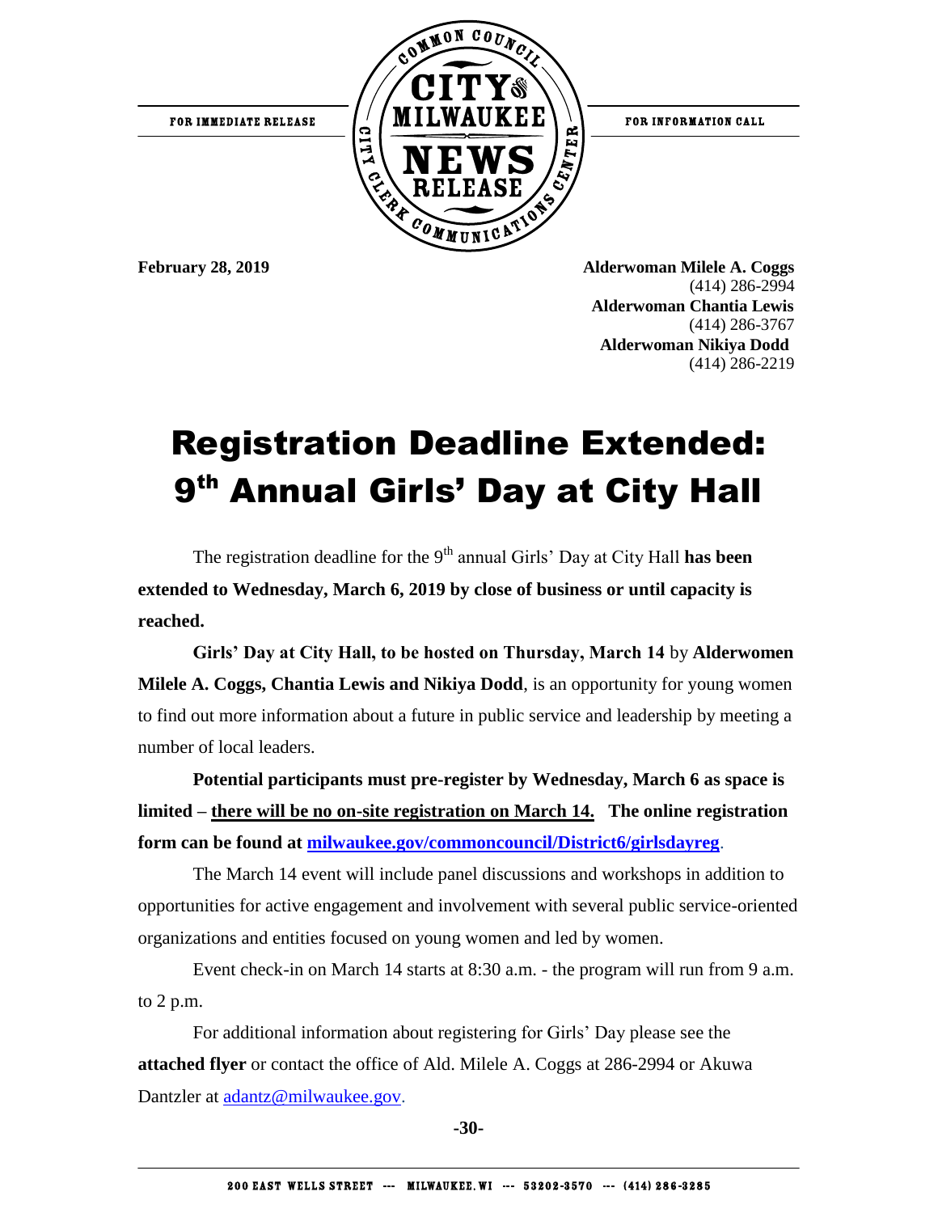FOR IMMEDIATE RELEASE

COMMON COUNCIL CITY MILWAUKEE NEWS RELEASE CITY CLERK COMMUNICATIONS CENTER

FOR INFORMATION CALL

**February 28, 2019**

**Alderwoman Milele A. Coggs**
(414) 286-2994
**Alderwoman Chantia Lewis**
(414) 286-3767
**Alderwoman Nikiya Dodd**
(414) 286-2219

# Registration Deadline Extended: 9th Annual Girls' Day at City Hall

The registration deadline for the 9th annual Girls' Day at City Hall **has been extended to Wednesday, March 6, 2019 by close of business or until capacity is reached.**

**Girls' Day at City Hall, to be hosted on Thursday, March 14** by **Alderwomen Milele A. Coggs, Chantia Lewis and Nikiya Dodd**, is an opportunity for young women to find out more information about a future in public service and leadership by meeting a number of local leaders.

**Potential participants must pre-register by Wednesday, March 6 as space is limited – there will be no on-site registration on March 14. The online registration form can be found at [milwaukee.gov/commoncouncil/District6/girlsdayreg](milwaukee.gov/commoncouncil/District6/girlsdayreg)**.

The March 14 event will include panel discussions and workshops in addition to opportunities for active engagement and involvement with several public service-oriented organizations and entities focused on young women and led by women.

Event check-in on March 14 starts at 8:30 a.m. - the program will run from 9 a.m. to 2 p.m.

For additional information about registering for Girls' Day please see the **attached flyer** or contact the office of Ald. Milele A. Coggs at 286-2994 or Akuwa Dantzler at [adantz@milwaukee.gov](mailto:adantz@milwaukee.gov).

**-30-**

200 EAST WELLS STREET --- MILWAUKEE, WI --- 53202-3570 --- (414) 286-3285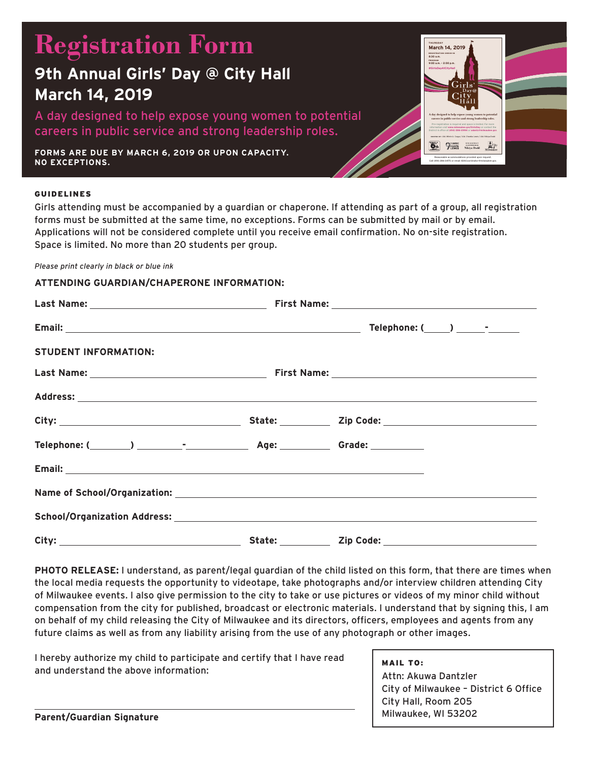# Registration Form

## 9th Annual Girls' Day @ City Hall
## March 14, 2019

A day designed to help expose young women to potential careers in public service and strong leadership roles.

**FORMS ARE DUE BY MARCH 6, 2019 OR UPON CAPACITY. NO EXCEPTIONS.**

### GUIDELINES

Girls attending must be accompanied by a guardian or chaperone. If attending as part of a group, all registration forms must be submitted at the same time, no exceptions. Forms can be submitted by mail or by email. Applications will not be considered complete until you receive email confirmation. No on-site registration. Space is limited. No more than 20 students per group.

*Please print clearly in black or blue ink*

**ATTENDING GUARDIAN/CHAPERONE INFORMATION:**

**Last Name:** ______________________ **First Name:** ______________________

**Email:** ______________________ **Telephone:** (____) _____-_____

**STUDENT INFORMATION:**

**Last Name:** ______________________ **First Name:** ______________________

**Address:** ______________________

**City:** ______________________ **State:** ________ **Zip Code:** ______________

**Telephone:** (______) _______-________ **Age:** ________ **Grade:** ________

**Email:** ______________________

**Name of School/Organization:** ______________________

**School/Organization Address:** ______________________

**City:** ______________________ **State:** ________ **Zip Code:** ______________

**PHOTO RELEASE:** I understand, as parent/legal guardian of the child listed on this form, that there are times when the local media requests the opportunity to videotape, take photographs and/or interview children attending City of Milwaukee events. I also give permission to the city to take or use pictures or videos of my minor child without compensation from the city for published, broadcast or electronic materials. I understand that by signing this, I am on behalf of my child releasing the City of Milwaukee and its directors, officers, employees and agents from any future claims as well as from any liability arising from the use of any photograph or other images.

I hereby authorize my child to participate and certify that I have read and understand the above information:

______________________

**Parent/Guardian Signature**

**MAIL TO:**
Attn: Akuwa Dantzler
City of Milwaukee – District 6 Office
City Hall, Room 205
Milwaukee, WI 53202